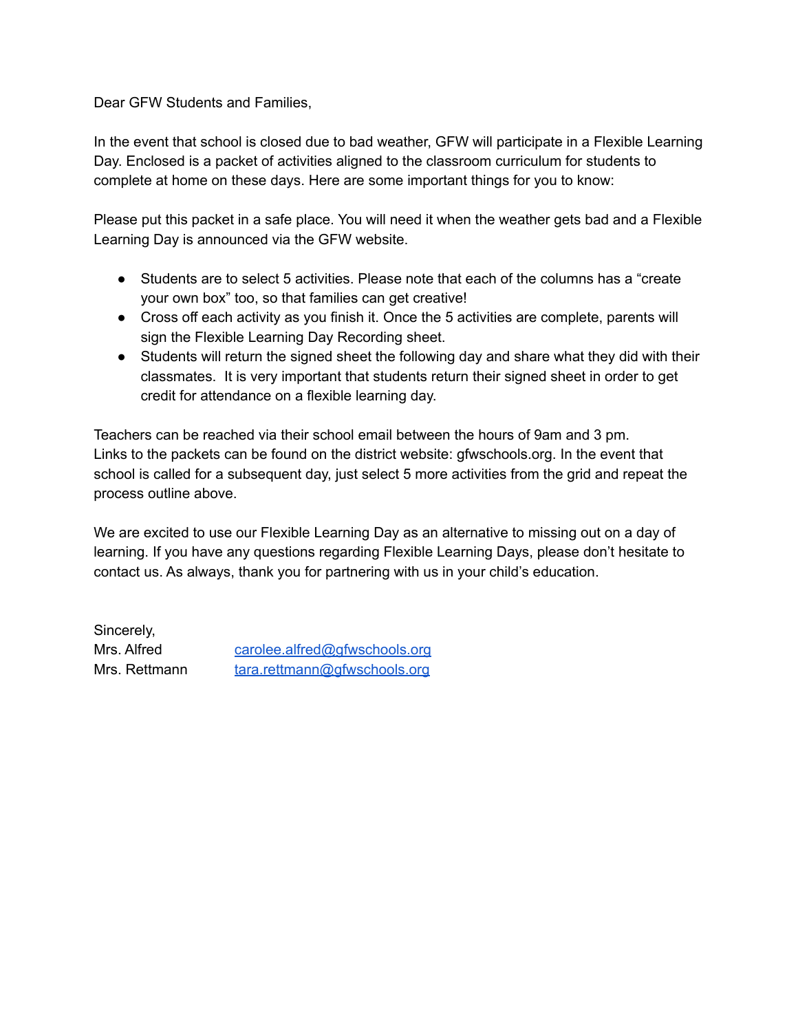Dear GFW Students and Families,

In the event that school is closed due to bad weather, GFW will participate in a Flexible Learning Day. Enclosed is a packet of activities aligned to the classroom curriculum for students to complete at home on these days. Here are some important things for you to know:

Please put this packet in a safe place. You will need it when the weather gets bad and a Flexible Learning Day is announced via the GFW website.

- Students are to select 5 activities. Please note that each of the columns has a "create your own box" too, so that families can get creative!
- Cross off each activity as you finish it. Once the 5 activities are complete, parents will sign the Flexible Learning Day Recording sheet.
- Students will return the signed sheet the following day and share what they did with their classmates. It is very important that students return their signed sheet in order to get credit for attendance on a flexible learning day.

Teachers can be reached via their school email between the hours of 9am and 3 pm.
Links to the packets can be found on the district website: gfwschools.org. In the event that school is called for a subsequent day, just select 5 more activities from the grid and repeat the process outline above.

We are excited to use our Flexible Learning Day as an alternative to missing out on a day of learning. If you have any questions regarding Flexible Learning Days, please don't hesitate to contact us. As always, thank you for partnering with us in your child's education.

Sincerely,
Mrs. Alfred carolee.alfred@gfwschools.org
Mrs. Rettmann tara.rettmann@gfwschools.org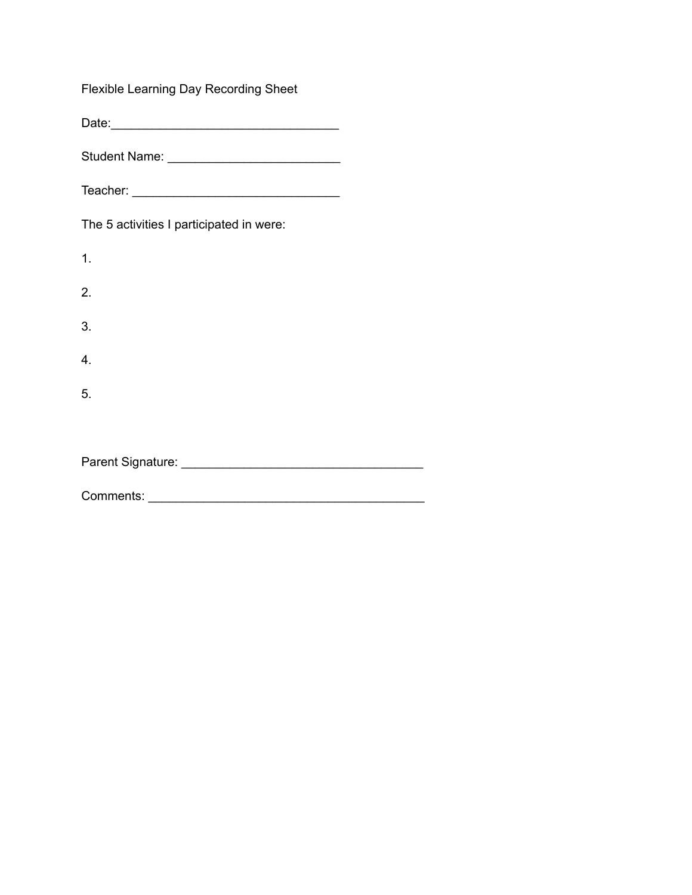Flexible Learning Day Recording Sheet

Date:_________________________________

Student Name: _________________________

Teacher: ______________________________

The 5 activities I participated in were:

1.

2.

3.

4.

5.

Parent Signature: ___________________________________

Comments: ________________________________________